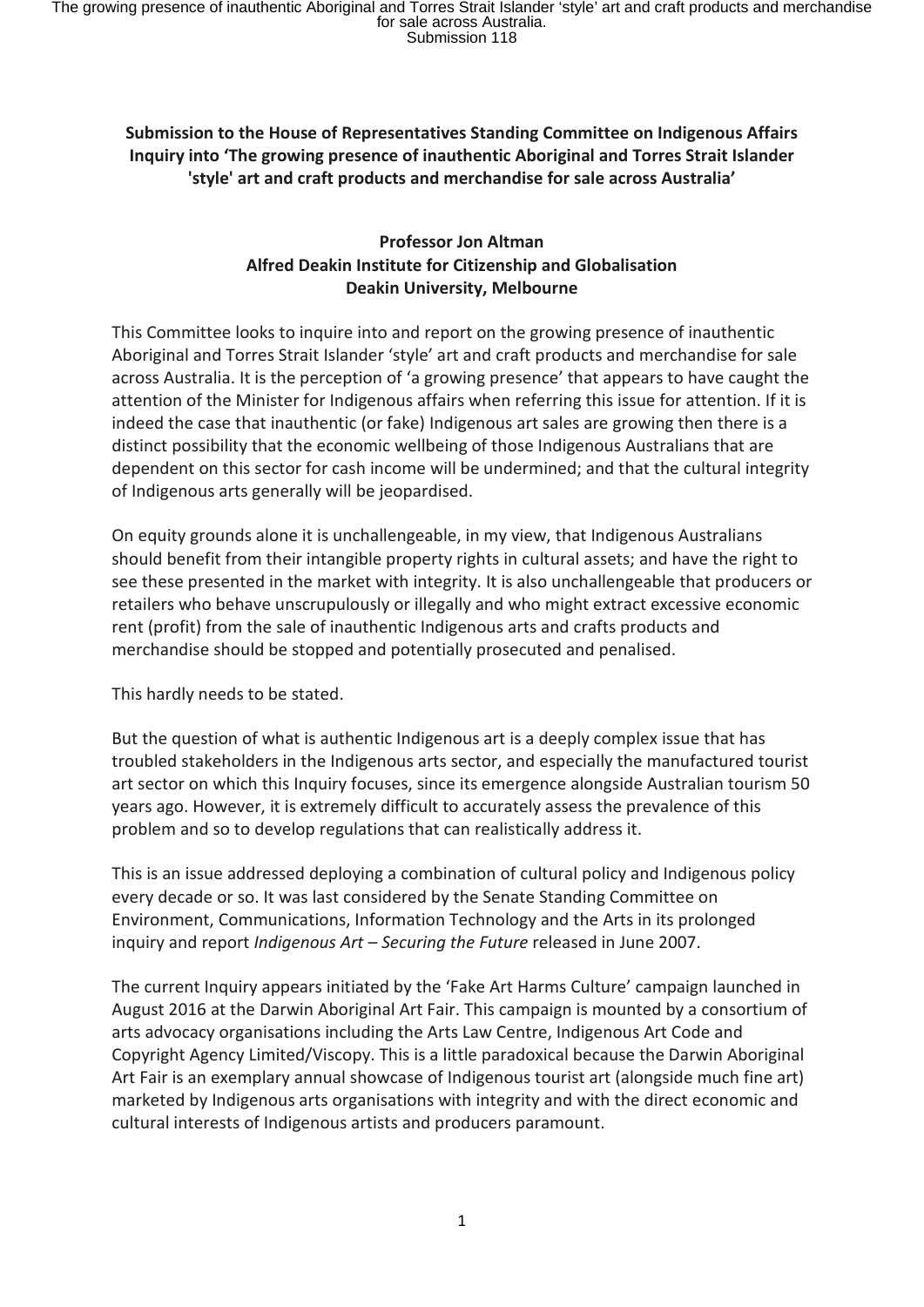**Submission to the House of Representatives Standing Committee on Indigenous Affairs Inquiry into 'The growing presence of inauthentic Aboriginal and Torres Strait Islander 'style' art and craft products and merchandise for sale across Australia'**

**Professor Jon Altman**
**Alfred Deakin Institute for Citizenship and Globalisation**
**Deakin University, Melbourne**

This Committee looks to inquire into and report on the growing presence of inauthentic Aboriginal and Torres Strait Islander 'style' art and craft products and merchandise for sale across Australia. It is the perception of 'a growing presence' that appears to have caught the attention of the Minister for Indigenous affairs when referring this issue for attention. If it is indeed the case that inauthentic (or fake) Indigenous art sales are growing then there is a distinct possibility that the economic wellbeing of those Indigenous Australians that are dependent on this sector for cash income will be undermined; and that the cultural integrity of Indigenous arts generally will be jeopardised.

On equity grounds alone it is unchallengeable, in my view, that Indigenous Australians should benefit from their intangible property rights in cultural assets; and have the right to see these presented in the market with integrity. It is also unchallengeable that producers or retailers who behave unscrupulously or illegally and who might extract excessive economic rent (profit) from the sale of inauthentic Indigenous arts and crafts products and merchandise should be stopped and potentially prosecuted and penalised.

This hardly needs to be stated.

But the question of what is authentic Indigenous art is a deeply complex issue that has troubled stakeholders in the Indigenous arts sector, and especially the manufactured tourist art sector on which this Inquiry focuses, since its emergence alongside Australian tourism 50 years ago. However, it is extremely difficult to accurately assess the prevalence of this problem and so to develop regulations that can realistically address it.

This is an issue addressed deploying a combination of cultural policy and Indigenous policy every decade or so. It was last considered by the Senate Standing Committee on Environment, Communications, Information Technology and the Arts in its prolonged inquiry and report *Indigenous Art – Securing the Future* released in June 2007.

The current Inquiry appears initiated by the 'Fake Art Harms Culture' campaign launched in August 2016 at the Darwin Aboriginal Art Fair. This campaign is mounted by a consortium of arts advocacy organisations including the Arts Law Centre, Indigenous Art Code and Copyright Agency Limited/Viscopy. This is a little paradoxical because the Darwin Aboriginal Art Fair is an exemplary annual showcase of Indigenous tourist art (alongside much fine art) marketed by Indigenous arts organisations with integrity and with the direct economic and cultural interests of Indigenous artists and producers paramount.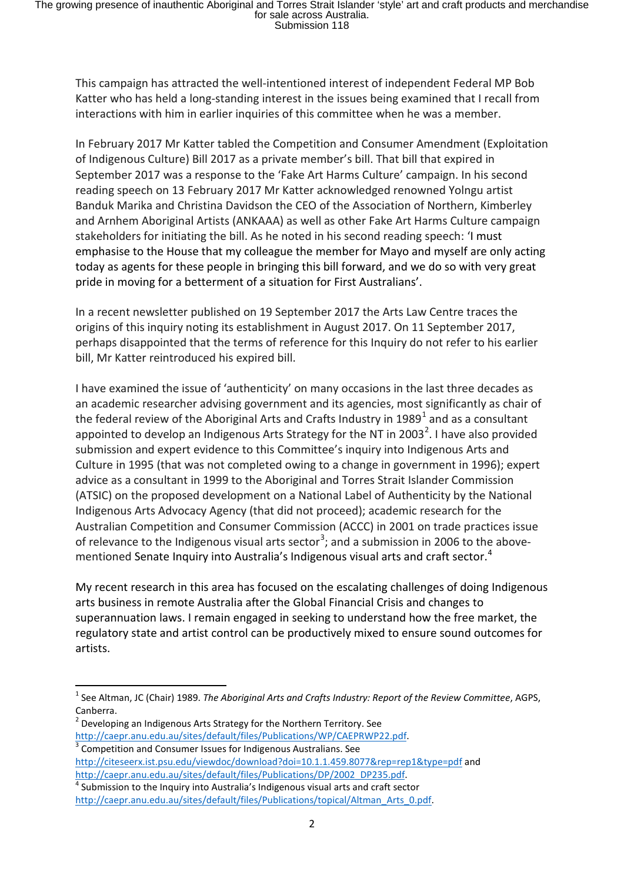This campaign has attracted the well-intentioned interest of independent Federal MP Bob Katter who has held a long-standing interest in the issues being examined that I recall from interactions with him in earlier inquiries of this committee when he was a member.

In February 2017 Mr Katter tabled the Competition and Consumer Amendment (Exploitation of Indigenous Culture) Bill 2017 as a private member's bill. That bill that expired in September 2017 was a response to the 'Fake Art Harms Culture' campaign. In his second reading speech on 13 February 2017 Mr Katter acknowledged renowned Yolngu artist Banduk Marika and Christina Davidson the CEO of the Association of Northern, Kimberley and Arnhem Aboriginal Artists (ANKAAA) as well as other Fake Art Harms Culture campaign stakeholders for initiating the bill. As he noted in his second reading speech: 'I must emphasise to the House that my colleague the member for Mayo and myself are only acting today as agents for these people in bringing this bill forward, and we do so with very great pride in moving for a betterment of a situation for First Australians'.

In a recent newsletter published on 19 September 2017 the Arts Law Centre traces the origins of this inquiry noting its establishment in August 2017. On 11 September 2017, perhaps disappointed that the terms of reference for this Inquiry do not refer to his earlier bill, Mr Katter reintroduced his expired bill.

I have examined the issue of 'authenticity' on many occasions in the last three decades as an academic researcher advising government and its agencies, most significantly as chair of the federal review of the Aboriginal Arts and Crafts Industry in 1989[1] and as a consultant appointed to develop an Indigenous Arts Strategy for the NT in 2003[2]. I have also provided submission and expert evidence to this Committee's inquiry into Indigenous Arts and Culture in 1995 (that was not completed owing to a change in government in 1996); expert advice as a consultant in 1999 to the Aboriginal and Torres Strait Islander Commission (ATSIC) on the proposed development on a National Label of Authenticity by the National Indigenous Arts Advocacy Agency (that did not proceed); academic research for the Australian Competition and Consumer Commission (ACCC) in 2001 on trade practices issue of relevance to the Indigenous visual arts sector[3]; and a submission in 2006 to the above-mentioned Senate Inquiry into Australia's Indigenous visual arts and craft sector.[4]

My recent research in this area has focused on the escalating challenges of doing Indigenous arts business in remote Australia after the Global Financial Crisis and changes to superannuation laws. I remain engaged in seeking to understand how the free market, the regulatory state and artist control can be productively mixed to ensure sound outcomes for artists.

---

[1] See Altman, JC (Chair) 1989. *The Aboriginal Arts and Crafts Industry: Report of the Review Committee*, AGPS, Canberra.

[2] Developing an Indigenous Arts Strategy for the Northern Territory. See http://caepr.anu.edu.au/sites/default/files/Publications/WP/CAEPRWP22.pdf.

[3] Competition and Consumer Issues for Indigenous Australians. See http://citeseerx.ist.psu.edu/viewdoc/download?doi=10.1.1.459.8077&rep=rep1&type=pdf and http://caepr.anu.edu.au/sites/default/files/Publications/DP/2002_DP235.pdf.

[4] Submission to the Inquiry into Australia's Indigenous visual arts and craft sector http://caepr.anu.edu.au/sites/default/files/Publications/topical/Altman_Arts_0.pdf.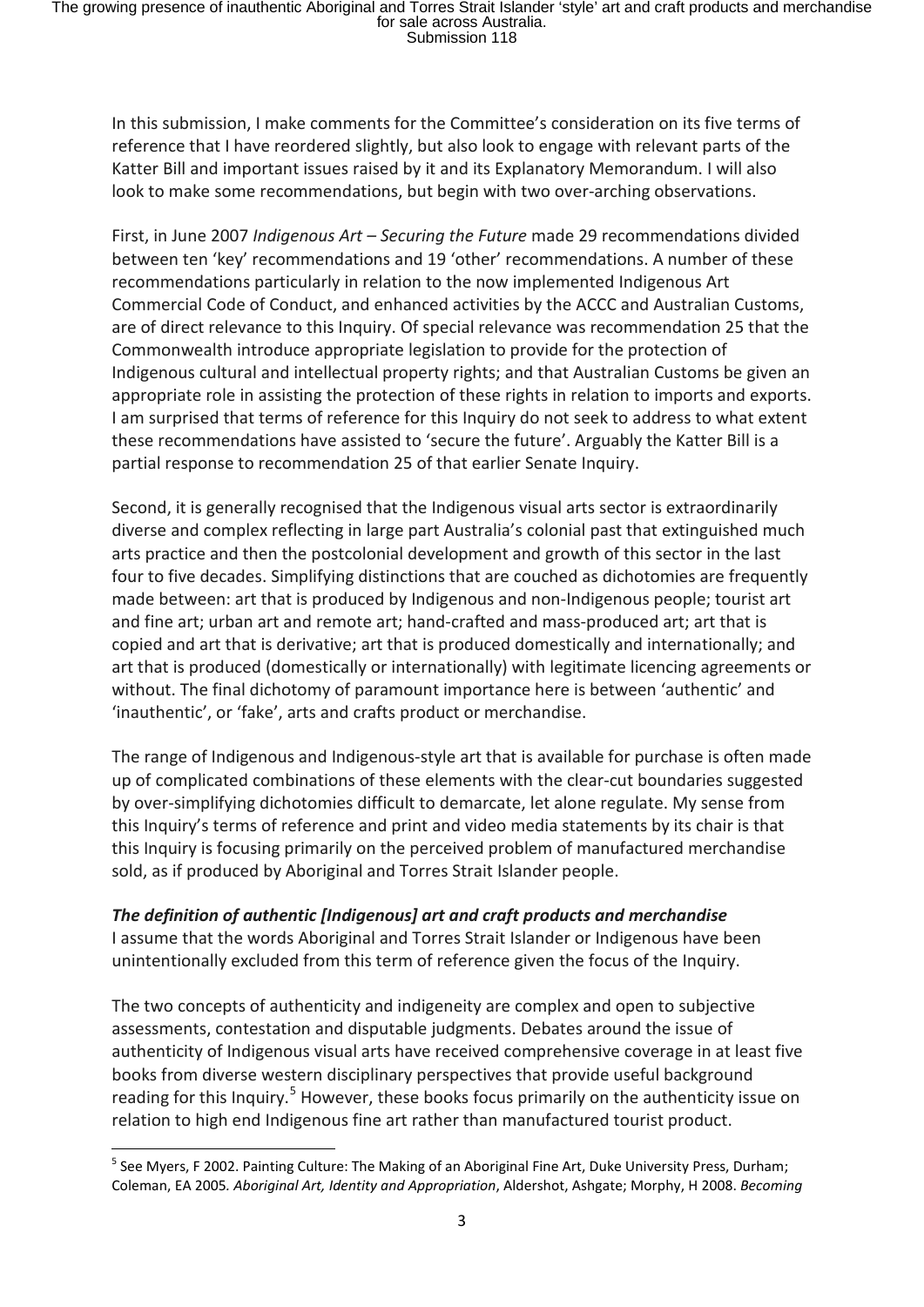In this submission, I make comments for the Committee's consideration on its five terms of reference that I have reordered slightly, but also look to engage with relevant parts of the Katter Bill and important issues raised by it and its Explanatory Memorandum. I will also look to make some recommendations, but begin with two over-arching observations.

First, in June 2007 *Indigenous Art – Securing the Future* made 29 recommendations divided between ten 'key' recommendations and 19 'other' recommendations. A number of these recommendations particularly in relation to the now implemented Indigenous Art Commercial Code of Conduct, and enhanced activities by the ACCC and Australian Customs, are of direct relevance to this Inquiry. Of special relevance was recommendation 25 that the Commonwealth introduce appropriate legislation to provide for the protection of Indigenous cultural and intellectual property rights; and that Australian Customs be given an appropriate role in assisting the protection of these rights in relation to imports and exports. I am surprised that terms of reference for this Inquiry do not seek to address to what extent these recommendations have assisted to 'secure the future'. Arguably the Katter Bill is a partial response to recommendation 25 of that earlier Senate Inquiry.

Second, it is generally recognised that the Indigenous visual arts sector is extraordinarily diverse and complex reflecting in large part Australia's colonial past that extinguished much arts practice and then the postcolonial development and growth of this sector in the last four to five decades. Simplifying distinctions that are couched as dichotomies are frequently made between: art that is produced by Indigenous and non-Indigenous people; tourist art and fine art; urban art and remote art; hand-crafted and mass-produced art; art that is copied and art that is derivative; art that is produced domestically and internationally; and art that is produced (domestically or internationally) with legitimate licencing agreements or without. The final dichotomy of paramount importance here is between 'authentic' and 'inauthentic', or 'fake', arts and crafts product or merchandise.

The range of Indigenous and Indigenous-style art that is available for purchase is often made up of complicated combinations of these elements with the clear-cut boundaries suggested by over-simplifying dichotomies difficult to demarcate, let alone regulate. My sense from this Inquiry's terms of reference and print and video media statements by its chair is that this Inquiry is focusing primarily on the perceived problem of manufactured merchandise sold, as if produced by Aboriginal and Torres Strait Islander people.

***The definition of authentic [Indigenous] art and craft products and merchandise***

I assume that the words Aboriginal and Torres Strait Islander or Indigenous have been unintentionally excluded from this term of reference given the focus of the Inquiry.

The two concepts of authenticity and indigeneity are complex and open to subjective assessments, contestation and disputable judgments. Debates around the issue of authenticity of Indigenous visual arts have received comprehensive coverage in at least five books from diverse western disciplinary perspectives that provide useful background reading for this Inquiry.[5] However, these books focus primarily on the authenticity issue on relation to high end Indigenous fine art rather than manufactured tourist product.

---

[5] See Myers, F 2002. Painting Culture: The Making of an Aboriginal Fine Art, Duke University Press, Durham; Coleman, EA 2005. *Aboriginal Art, Identity and Appropriation*, Aldershot, Ashgate; Morphy, H 2008. *Becoming*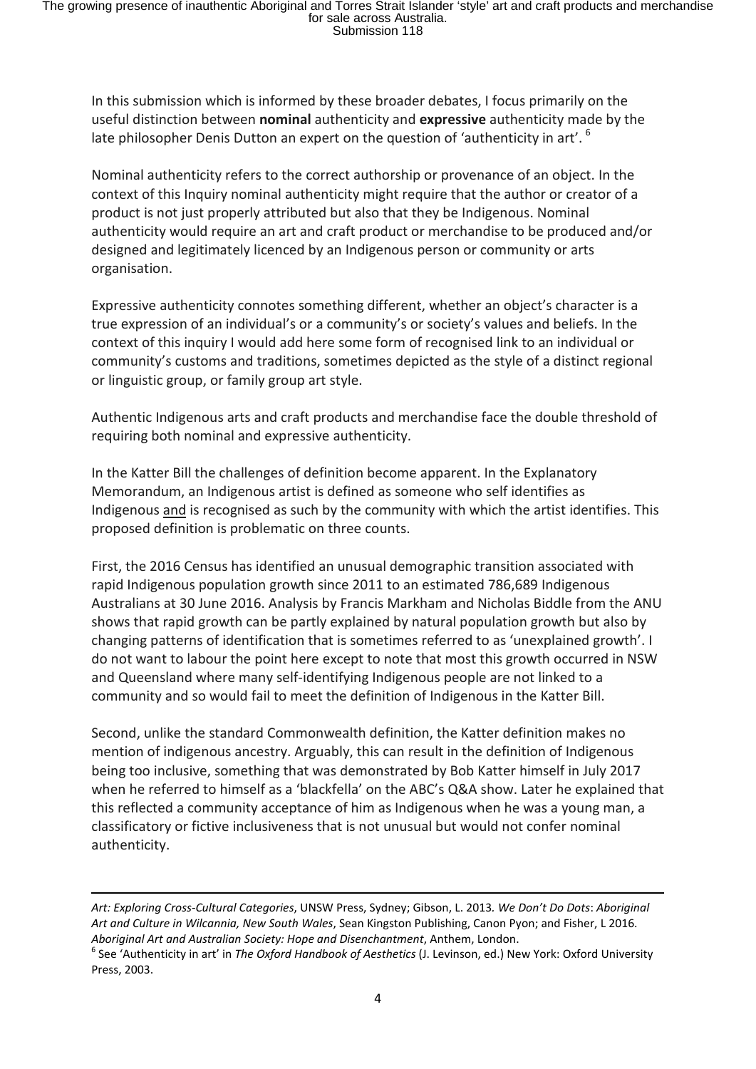In this submission which is informed by these broader debates, I focus primarily on the useful distinction between **nominal** authenticity and **expressive** authenticity made by the late philosopher Denis Dutton an expert on the question of 'authenticity in art'. [6]

Nominal authenticity refers to the correct authorship or provenance of an object. In the context of this Inquiry nominal authenticity might require that the author or creator of a product is not just properly attributed but also that they be Indigenous. Nominal authenticity would require an art and craft product or merchandise to be produced and/or designed and legitimately licenced by an Indigenous person or community or arts organisation.

Expressive authenticity connotes something different, whether an object's character is a true expression of an individual's or a community's or society's values and beliefs. In the context of this inquiry I would add here some form of recognised link to an individual or community's customs and traditions, sometimes depicted as the style of a distinct regional or linguistic group, or family group art style.

Authentic Indigenous arts and craft products and merchandise face the double threshold of requiring both nominal and expressive authenticity.

In the Katter Bill the challenges of definition become apparent. In the Explanatory Memorandum, an Indigenous artist is defined as someone who self identifies as Indigenous <u>and</u> is recognised as such by the community with which the artist identifies. This proposed definition is problematic on three counts.

First, the 2016 Census has identified an unusual demographic transition associated with rapid Indigenous population growth since 2011 to an estimated 786,689 Indigenous Australians at 30 June 2016. Analysis by Francis Markham and Nicholas Biddle from the ANU shows that rapid growth can be partly explained by natural population growth but also by changing patterns of identification that is sometimes referred to as 'unexplained growth'. I do not want to labour the point here except to note that most this growth occurred in NSW and Queensland where many self-identifying Indigenous people are not linked to a community and so would fail to meet the definition of Indigenous in the Katter Bill.

Second, unlike the standard Commonwealth definition, the Katter definition makes no mention of indigenous ancestry. Arguably, this can result in the definition of Indigenous being too inclusive, something that was demonstrated by Bob Katter himself in July 2017 when he referred to himself as a 'blackfella' on the ABC's Q&A show. Later he explained that this reflected a community acceptance of him as Indigenous when he was a young man, a classificatory or fictive inclusiveness that is not unusual but would not confer nominal authenticity.

---

*Art: Exploring Cross-Cultural Categories*, UNSW Press, Sydney; Gibson, L. 2013. *We Don't Do Dots*: *Aboriginal Art and Culture in Wilcannia, New South Wales*, Sean Kingston Publishing, Canon Pyon; and Fisher, L 2016. *Aboriginal Art and Australian Society: Hope and Disenchantment*, Anthem, London.

[6] See 'Authenticity in art' in *The Oxford Handbook of Aesthetics* (J. Levinson, ed.) New York: Oxford University Press, 2003.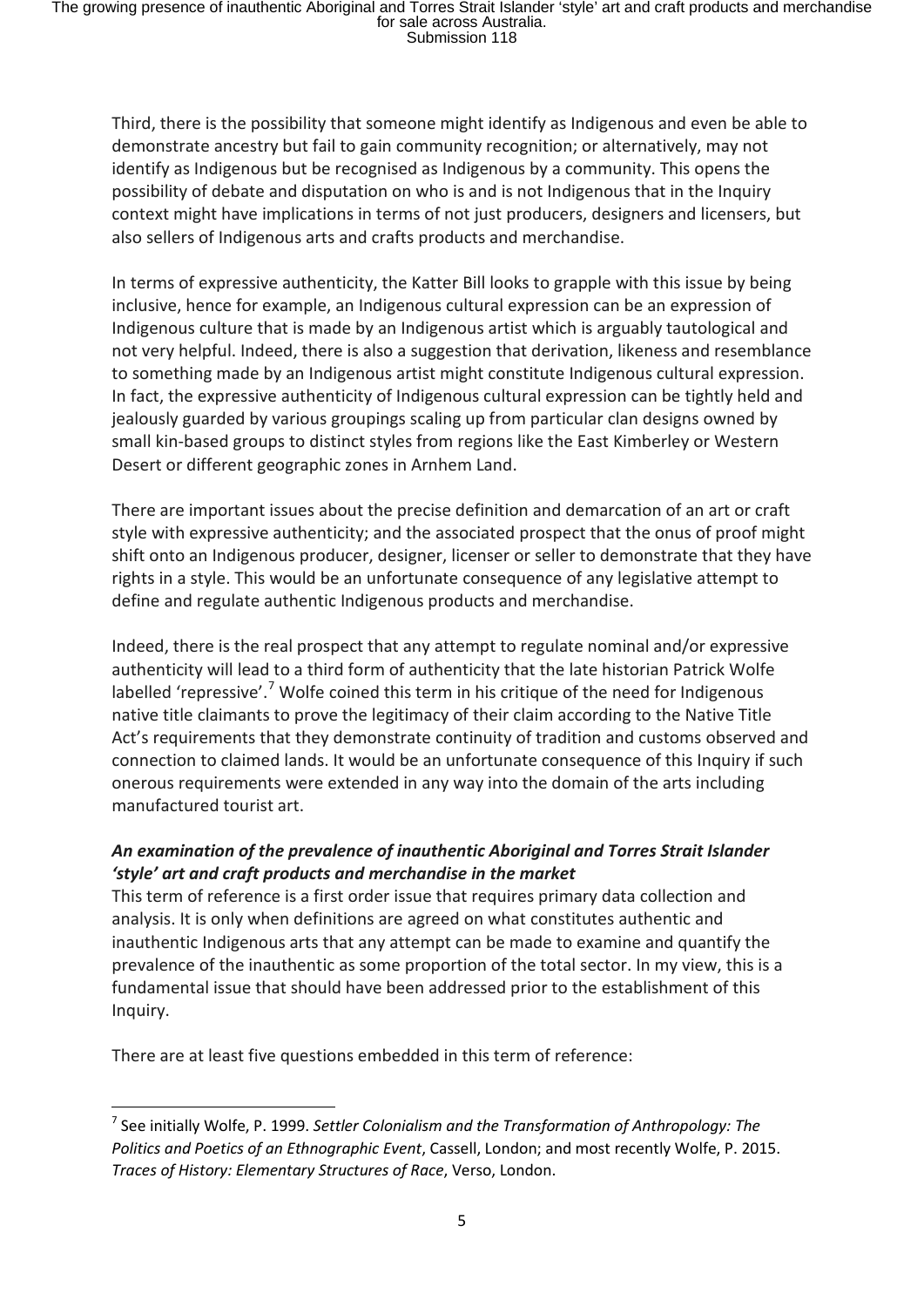Third, there is the possibility that someone might identify as Indigenous and even be able to demonstrate ancestry but fail to gain community recognition; or alternatively, may not identify as Indigenous but be recognised as Indigenous by a community. This opens the possibility of debate and disputation on who is and is not Indigenous that in the Inquiry context might have implications in terms of not just producers, designers and licensers, but also sellers of Indigenous arts and crafts products and merchandise.

In terms of expressive authenticity, the Katter Bill looks to grapple with this issue by being inclusive, hence for example, an Indigenous cultural expression can be an expression of Indigenous culture that is made by an Indigenous artist which is arguably tautological and not very helpful. Indeed, there is also a suggestion that derivation, likeness and resemblance to something made by an Indigenous artist might constitute Indigenous cultural expression. In fact, the expressive authenticity of Indigenous cultural expression can be tightly held and jealously guarded by various groupings scaling up from particular clan designs owned by small kin-based groups to distinct styles from regions like the East Kimberley or Western Desert or different geographic zones in Arnhem Land.

There are important issues about the precise definition and demarcation of an art or craft style with expressive authenticity; and the associated prospect that the onus of proof might shift onto an Indigenous producer, designer, licenser or seller to demonstrate that they have rights in a style. This would be an unfortunate consequence of any legislative attempt to define and regulate authentic Indigenous products and merchandise.

Indeed, there is the real prospect that any attempt to regulate nominal and/or expressive authenticity will lead to a third form of authenticity that the late historian Patrick Wolfe labelled 'repressive'.[7] Wolfe coined this term in his critique of the need for Indigenous native title claimants to prove the legitimacy of their claim according to the Native Title Act's requirements that they demonstrate continuity of tradition and customs observed and connection to claimed lands. It would be an unfortunate consequence of this Inquiry if such onerous requirements were extended in any way into the domain of the arts including manufactured tourist art.

***An examination of the prevalence of inauthentic Aboriginal and Torres Strait Islander 'style' art and craft products and merchandise in the market***

This term of reference is a first order issue that requires primary data collection and analysis. It is only when definitions are agreed on what constitutes authentic and inauthentic Indigenous arts that any attempt can be made to examine and quantify the prevalence of the inauthentic as some proportion of the total sector. In my view, this is a fundamental issue that should have been addressed prior to the establishment of this Inquiry.

There are at least five questions embedded in this term of reference:

---

[7] See initially Wolfe, P. 1999. *Settler Colonialism and the Transformation of Anthropology: The Politics and Poetics of an Ethnographic Event*, Cassell, London; and most recently Wolfe, P. 2015. *Traces of History: Elementary Structures of Race*, Verso, London.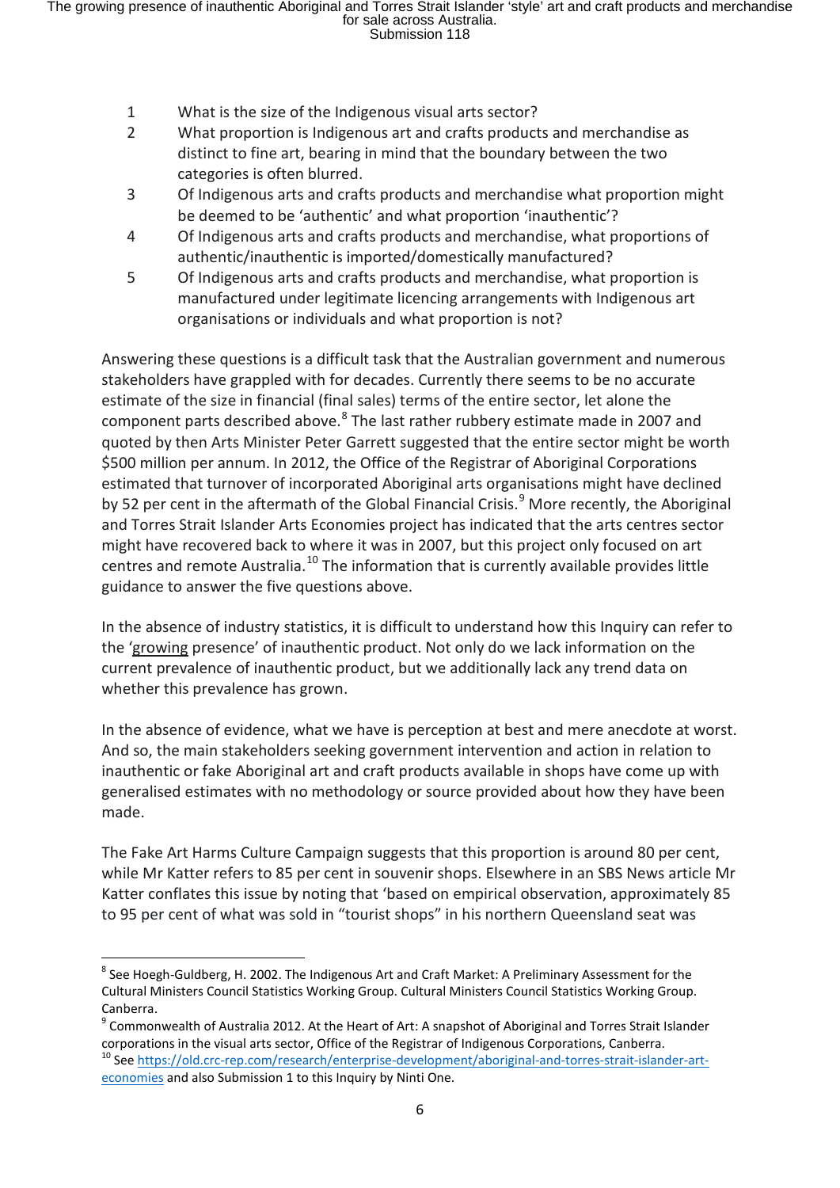1. What is the size of the Indigenous visual arts sector?
2. What proportion is Indigenous art and crafts products and merchandise as distinct to fine art, bearing in mind that the boundary between the two categories is often blurred.
3. Of Indigenous arts and crafts products and merchandise what proportion might be deemed to be 'authentic' and what proportion 'inauthentic'?
4. Of Indigenous arts and crafts products and merchandise, what proportions of authentic/inauthentic is imported/domestically manufactured?
5. Of Indigenous arts and crafts products and merchandise, what proportion is manufactured under legitimate licencing arrangements with Indigenous art organisations or individuals and what proportion is not?

Answering these questions is a difficult task that the Australian government and numerous stakeholders have grappled with for decades. Currently there seems to be no accurate estimate of the size in financial (final sales) terms of the entire sector, let alone the component parts described above.[8] The last rather rubbery estimate made in 2007 and quoted by then Arts Minister Peter Garrett suggested that the entire sector might be worth $500 million per annum. In 2012, the Office of the Registrar of Aboriginal Corporations estimated that turnover of incorporated Aboriginal arts organisations might have declined by 52 per cent in the aftermath of the Global Financial Crisis.[9] More recently, the Aboriginal and Torres Strait Islander Arts Economies project has indicated that the arts centres sector might have recovered back to where it was in 2007, but this project only focused on art centres and remote Australia.[10] The information that is currently available provides little guidance to answer the five questions above.

In the absence of industry statistics, it is difficult to understand how this Inquiry can refer to the '<u>growing</u> presence' of inauthentic product. Not only do we lack information on the current prevalence of inauthentic product, but we additionally lack any trend data on whether this prevalence has grown.

In the absence of evidence, what we have is perception at best and mere anecdote at worst. And so, the main stakeholders seeking government intervention and action in relation to inauthentic or fake Aboriginal art and craft products available in shops have come up with generalised estimates with no methodology or source provided about how they have been made.

The Fake Art Harms Culture Campaign suggests that this proportion is around 80 per cent, while Mr Katter refers to 85 per cent in souvenir shops. Elsewhere in an SBS News article Mr Katter conflates this issue by noting that 'based on empirical observation, approximately 85 to 95 per cent of what was sold in "tourist shops" in his northern Queensland seat was

---

[8] See Hoegh-Guldberg, H. 2002. The Indigenous Art and Craft Market: A Preliminary Assessment for the Cultural Ministers Council Statistics Working Group. Cultural Ministers Council Statistics Working Group. Canberra.

[9] Commonwealth of Australia 2012. At the Heart of Art: A snapshot of Aboriginal and Torres Strait Islander corporations in the visual arts sector, Office of the Registrar of Indigenous Corporations, Canberra.

[10] See https://old.crc-rep.com/research/enterprise-development/aboriginal-and-torres-strait-islander-art-economies and also Submission 1 to this Inquiry by Ninti One.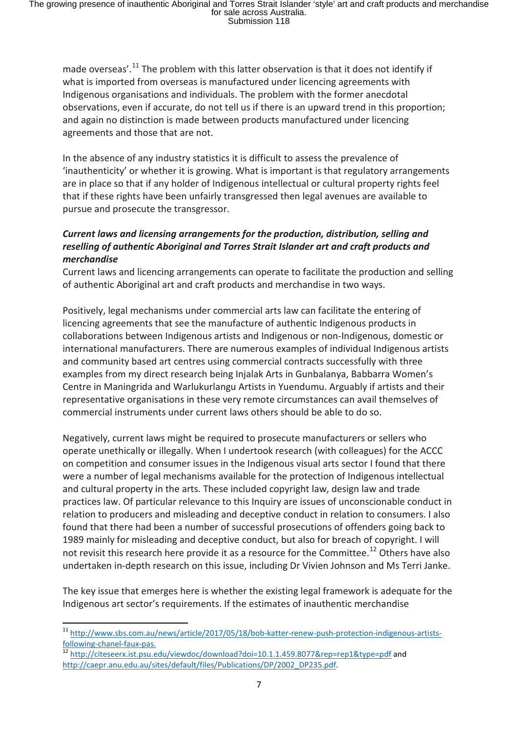made overseas'.[11] The problem with this latter observation is that it does not identify if what is imported from overseas is manufactured under licencing agreements with Indigenous organisations and individuals. The problem with the former anecdotal observations, even if accurate, do not tell us if there is an upward trend in this proportion; and again no distinction is made between products manufactured under licencing agreements and those that are not.

In the absence of any industry statistics it is difficult to assess the prevalence of 'inauthenticity' or whether it is growing. What is important is that regulatory arrangements are in place so that if any holder of Indigenous intellectual or cultural property rights feel that if these rights have been unfairly transgressed then legal avenues are available to pursue and prosecute the transgressor.

***Current laws and licensing arrangements for the production, distribution, selling and reselling of authentic Aboriginal and Torres Strait Islander art and craft products and merchandise***

Current laws and licencing arrangements can operate to facilitate the production and selling of authentic Aboriginal art and craft products and merchandise in two ways.

Positively, legal mechanisms under commercial arts law can facilitate the entering of licencing agreements that see the manufacture of authentic Indigenous products in collaborations between Indigenous artists and Indigenous or non-Indigenous, domestic or international manufacturers. There are numerous examples of individual Indigenous artists and community based art centres using commercial contracts successfully with three examples from my direct research being Injalak Arts in Gunbalanya, Babbarra Women's Centre in Maningrida and Warlukurlangu Artists in Yuendumu. Arguably if artists and their representative organisations in these very remote circumstances can avail themselves of commercial instruments under current laws others should be able to do so.

Negatively, current laws might be required to prosecute manufacturers or sellers who operate unethically or illegally. When I undertook research (with colleagues) for the ACCC on competition and consumer issues in the Indigenous visual arts sector I found that there were a number of legal mechanisms available for the protection of Indigenous intellectual and cultural property in the arts. These included copyright law, design law and trade practices law. Of particular relevance to this Inquiry are issues of unconscionable conduct in relation to producers and misleading and deceptive conduct in relation to consumers. I also found that there had been a number of successful prosecutions of offenders going back to 1989 mainly for misleading and deceptive conduct, but also for breach of copyright. I will not revisit this research here provide it as a resource for the Committee.[12] Others have also undertaken in-depth research on this issue, including Dr Vivien Johnson and Ms Terri Janke.

The key issue that emerges here is whether the existing legal framework is adequate for the Indigenous art sector's requirements. If the estimates of inauthentic merchandise

---

[11] http://www.sbs.com.au/news/article/2017/05/18/bob-katter-renew-push-protection-indigenous-artists-following-chanel-faux-pas.

[12] http://citeseerx.ist.psu.edu/viewdoc/download?doi=10.1.1.459.8077&rep=rep1&type=pdf and http://caepr.anu.edu.au/sites/default/files/Publications/DP/2002_DP235.pdf.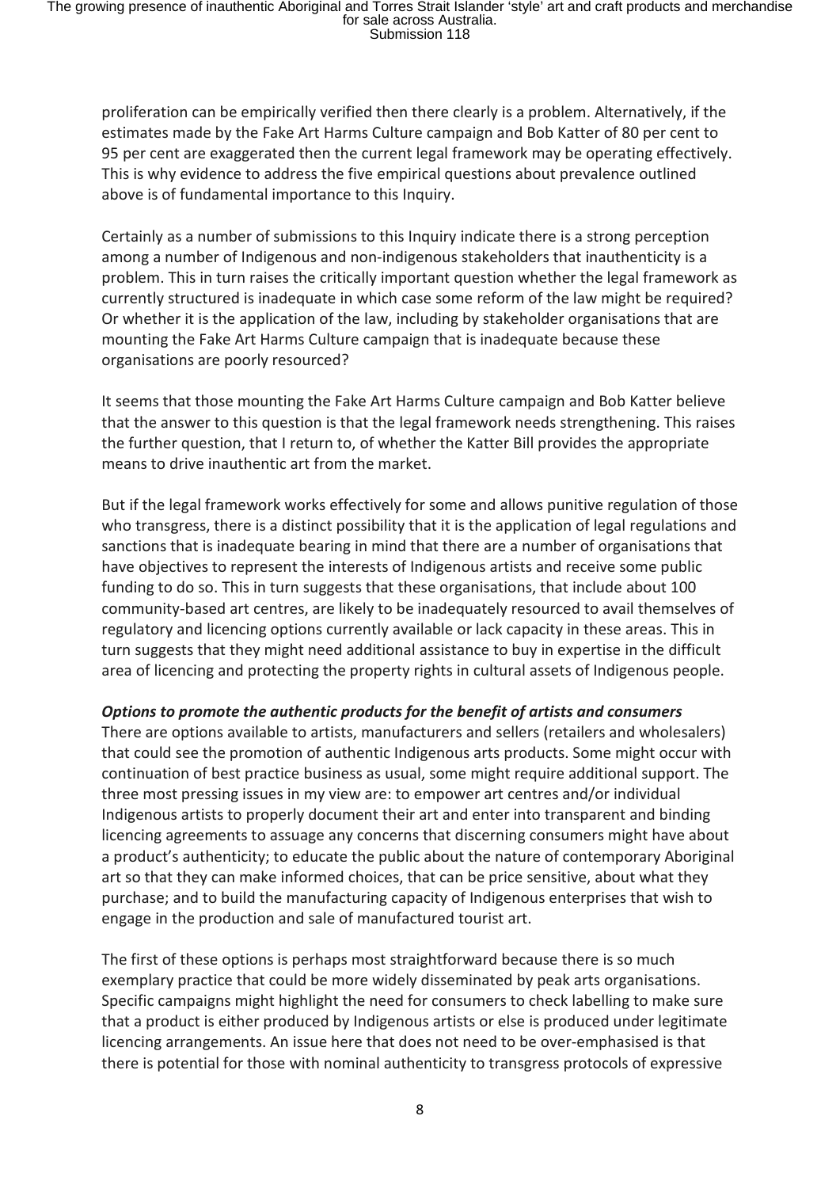proliferation can be empirically verified then there clearly is a problem. Alternatively, if the estimates made by the Fake Art Harms Culture campaign and Bob Katter of 80 per cent to 95 per cent are exaggerated then the current legal framework may be operating effectively. This is why evidence to address the five empirical questions about prevalence outlined above is of fundamental importance to this Inquiry.

Certainly as a number of submissions to this Inquiry indicate there is a strong perception among a number of Indigenous and non-indigenous stakeholders that inauthenticity is a problem. This in turn raises the critically important question whether the legal framework as currently structured is inadequate in which case some reform of the law might be required? Or whether it is the application of the law, including by stakeholder organisations that are mounting the Fake Art Harms Culture campaign that is inadequate because these organisations are poorly resourced?

It seems that those mounting the Fake Art Harms Culture campaign and Bob Katter believe that the answer to this question is that the legal framework needs strengthening. This raises the further question, that I return to, of whether the Katter Bill provides the appropriate means to drive inauthentic art from the market.

But if the legal framework works effectively for some and allows punitive regulation of those who transgress, there is a distinct possibility that it is the application of legal regulations and sanctions that is inadequate bearing in mind that there are a number of organisations that have objectives to represent the interests of Indigenous artists and receive some public funding to do so. This in turn suggests that these organisations, that include about 100 community-based art centres, are likely to be inadequately resourced to avail themselves of regulatory and licencing options currently available or lack capacity in these areas. This in turn suggests that they might need additional assistance to buy in expertise in the difficult area of licencing and protecting the property rights in cultural assets of Indigenous people.

***Options to promote the authentic products for the benefit of artists and consumers***

There are options available to artists, manufacturers and sellers (retailers and wholesalers) that could see the promotion of authentic Indigenous arts products. Some might occur with continuation of best practice business as usual, some might require additional support. The three most pressing issues in my view are: to empower art centres and/or individual Indigenous artists to properly document their art and enter into transparent and binding licencing agreements to assuage any concerns that discerning consumers might have about a product's authenticity; to educate the public about the nature of contemporary Aboriginal art so that they can make informed choices, that can be price sensitive, about what they purchase; and to build the manufacturing capacity of Indigenous enterprises that wish to engage in the production and sale of manufactured tourist art.

The first of these options is perhaps most straightforward because there is so much exemplary practice that could be more widely disseminated by peak arts organisations. Specific campaigns might highlight the need for consumers to check labelling to make sure that a product is either produced by Indigenous artists or else is produced under legitimate licencing arrangements. An issue here that does not need to be over-emphasised is that there is potential for those with nominal authenticity to transgress protocols of expressive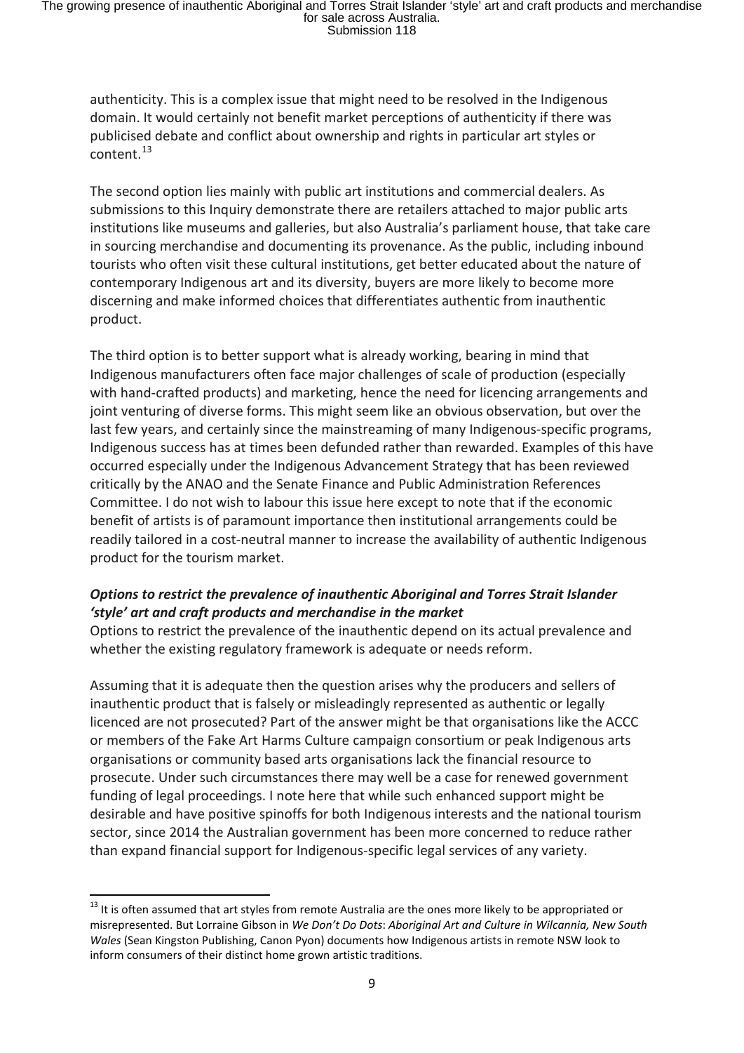authenticity. This is a complex issue that might need to be resolved in the Indigenous domain. It would certainly not benefit market perceptions of authenticity if there was publicised debate and conflict about ownership and rights in particular art styles or content.[13]

The second option lies mainly with public art institutions and commercial dealers. As submissions to this Inquiry demonstrate there are retailers attached to major public arts institutions like museums and galleries, but also Australia's parliament house, that take care in sourcing merchandise and documenting its provenance. As the public, including inbound tourists who often visit these cultural institutions, get better educated about the nature of contemporary Indigenous art and its diversity, buyers are more likely to become more discerning and make informed choices that differentiates authentic from inauthentic product.

The third option is to better support what is already working, bearing in mind that Indigenous manufacturers often face major challenges of scale of production (especially with hand-crafted products) and marketing, hence the need for licencing arrangements and joint venturing of diverse forms. This might seem like an obvious observation, but over the last few years, and certainly since the mainstreaming of many Indigenous-specific programs, Indigenous success has at times been defunded rather than rewarded. Examples of this have occurred especially under the Indigenous Advancement Strategy that has been reviewed critically by the ANAO and the Senate Finance and Public Administration References Committee. I do not wish to labour this issue here except to note that if the economic benefit of artists is of paramount importance then institutional arrangements could be readily tailored in a cost-neutral manner to increase the availability of authentic Indigenous product for the tourism market.

***Options to restrict the prevalence of inauthentic Aboriginal and Torres Strait Islander 'style' art and craft products and merchandise in the market***

Options to restrict the prevalence of the inauthentic depend on its actual prevalence and whether the existing regulatory framework is adequate or needs reform.

Assuming that it is adequate then the question arises why the producers and sellers of inauthentic product that is falsely or misleadingly represented as authentic or legally licenced are not prosecuted? Part of the answer might be that organisations like the ACCC or members of the Fake Art Harms Culture campaign consortium or peak Indigenous arts organisations or community based arts organisations lack the financial resource to prosecute. Under such circumstances there may well be a case for renewed government funding of legal proceedings. I note here that while such enhanced support might be desirable and have positive spinoffs for both Indigenous interests and the national tourism sector, since 2014 the Australian government has been more concerned to reduce rather than expand financial support for Indigenous-specific legal services of any variety.

[13] It is often assumed that art styles from remote Australia are the ones more likely to be appropriated or misrepresented. But Lorraine Gibson in *We Don't Do Dots*: *Aboriginal Art and Culture in Wilcannia, New South Wales* (Sean Kingston Publishing, Canon Pyon) documents how Indigenous artists in remote NSW look to inform consumers of their distinct home grown artistic traditions.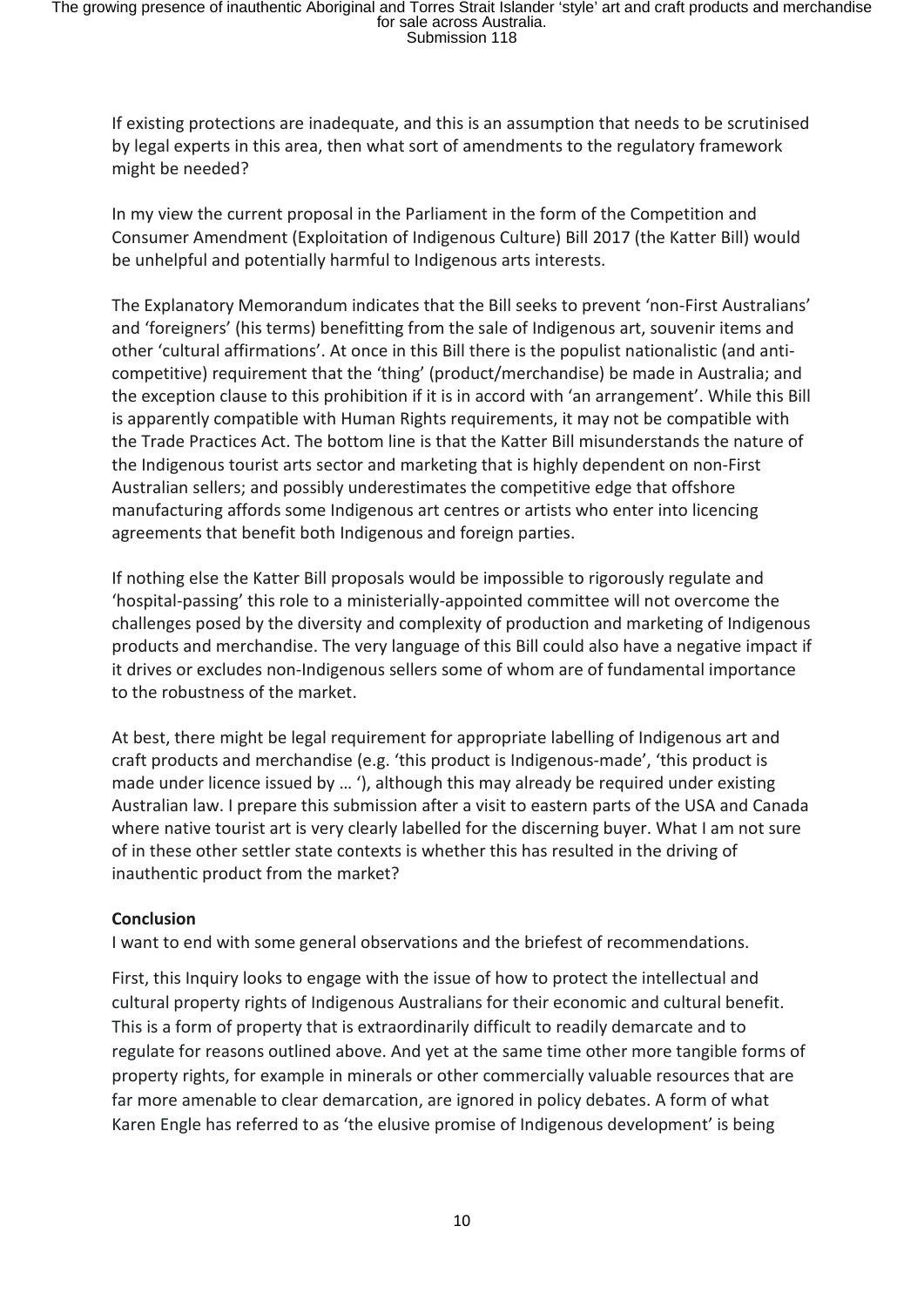If existing protections are inadequate, and this is an assumption that needs to be scrutinised by legal experts in this area, then what sort of amendments to the regulatory framework might be needed?

In my view the current proposal in the Parliament in the form of the Competition and Consumer Amendment (Exploitation of Indigenous Culture) Bill 2017 (the Katter Bill) would be unhelpful and potentially harmful to Indigenous arts interests.

The Explanatory Memorandum indicates that the Bill seeks to prevent 'non-First Australians' and 'foreigners' (his terms) benefitting from the sale of Indigenous art, souvenir items and other 'cultural affirmations'. At once in this Bill there is the populist nationalistic (and anti-competitive) requirement that the 'thing' (product/merchandise) be made in Australia; and the exception clause to this prohibition if it is in accord with 'an arrangement'. While this Bill is apparently compatible with Human Rights requirements, it may not be compatible with the Trade Practices Act. The bottom line is that the Katter Bill misunderstands the nature of the Indigenous tourist arts sector and marketing that is highly dependent on non-First Australian sellers; and possibly underestimates the competitive edge that offshore manufacturing affords some Indigenous art centres or artists who enter into licencing agreements that benefit both Indigenous and foreign parties.

If nothing else the Katter Bill proposals would be impossible to rigorously regulate and 'hospital-passing' this role to a ministerially-appointed committee will not overcome the challenges posed by the diversity and complexity of production and marketing of Indigenous products and merchandise. The very language of this Bill could also have a negative impact if it drives or excludes non-Indigenous sellers some of whom are of fundamental importance to the robustness of the market.

At best, there might be legal requirement for appropriate labelling of Indigenous art and craft products and merchandise (e.g. 'this product is Indigenous-made', 'this product is made under licence issued by … '), although this may already be required under existing Australian law. I prepare this submission after a visit to eastern parts of the USA and Canada where native tourist art is very clearly labelled for the discerning buyer. What I am not sure of in these other settler state contexts is whether this has resulted in the driving of inauthentic product from the market?

**Conclusion**

I want to end with some general observations and the briefest of recommendations.

First, this Inquiry looks to engage with the issue of how to protect the intellectual and cultural property rights of Indigenous Australians for their economic and cultural benefit. This is a form of property that is extraordinarily difficult to readily demarcate and to regulate for reasons outlined above. And yet at the same time other more tangible forms of property rights, for example in minerals or other commercially valuable resources that are far more amenable to clear demarcation, are ignored in policy debates. A form of what Karen Engle has referred to as 'the elusive promise of Indigenous development' is being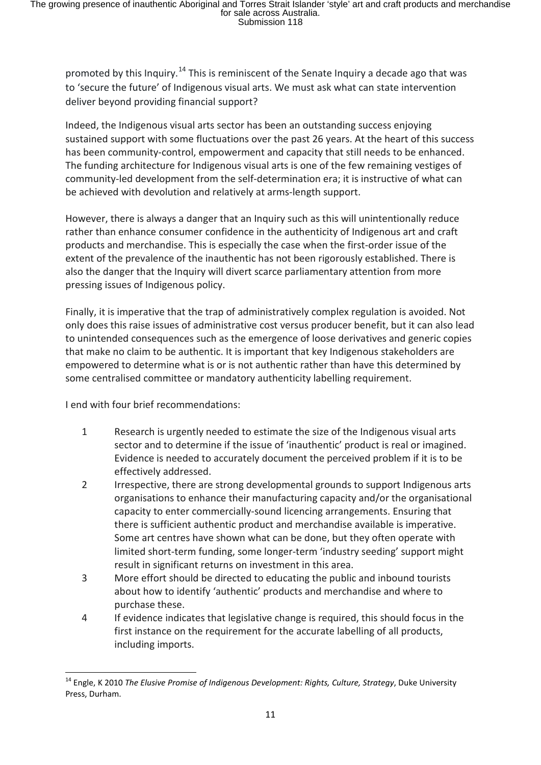promoted by this Inquiry.[14] This is reminiscent of the Senate Inquiry a decade ago that was to 'secure the future' of Indigenous visual arts. We must ask what can state intervention deliver beyond providing financial support?

Indeed, the Indigenous visual arts sector has been an outstanding success enjoying sustained support with some fluctuations over the past 26 years. At the heart of this success has been community-control, empowerment and capacity that still needs to be enhanced. The funding architecture for Indigenous visual arts is one of the few remaining vestiges of community-led development from the self-determination era; it is instructive of what can be achieved with devolution and relatively at arms-length support.

However, there is always a danger that an Inquiry such as this will unintentionally reduce rather than enhance consumer confidence in the authenticity of Indigenous art and craft products and merchandise. This is especially the case when the first-order issue of the extent of the prevalence of the inauthentic has not been rigorously established. There is also the danger that the Inquiry will divert scarce parliamentary attention from more pressing issues of Indigenous policy.

Finally, it is imperative that the trap of administratively complex regulation is avoided. Not only does this raise issues of administrative cost versus producer benefit, but it can also lead to unintended consequences such as the emergence of loose derivatives and generic copies that make no claim to be authentic. It is important that key Indigenous stakeholders are empowered to determine what is or is not authentic rather than have this determined by some centralised committee or mandatory authenticity labelling requirement.

I end with four brief recommendations:

1. Research is urgently needed to estimate the size of the Indigenous visual arts sector and to determine if the issue of 'inauthentic' product is real or imagined. Evidence is needed to accurately document the perceived problem if it is to be effectively addressed.
2. Irrespective, there are strong developmental grounds to support Indigenous arts organisations to enhance their manufacturing capacity and/or the organisational capacity to enter commercially-sound licencing arrangements. Ensuring that there is sufficient authentic product and merchandise available is imperative. Some art centres have shown what can be done, but they often operate with limited short-term funding, some longer-term 'industry seeding' support might result in significant returns on investment in this area.
3. More effort should be directed to educating the public and inbound tourists about how to identify 'authentic' products and merchandise and where to purchase these.
4. If evidence indicates that legislative change is required, this should focus in the first instance on the requirement for the accurate labelling of all products, including imports.

---

[14] Engle, K 2010 *The Elusive Promise of Indigenous Development: Rights, Culture, Strategy*, Duke University Press, Durham.